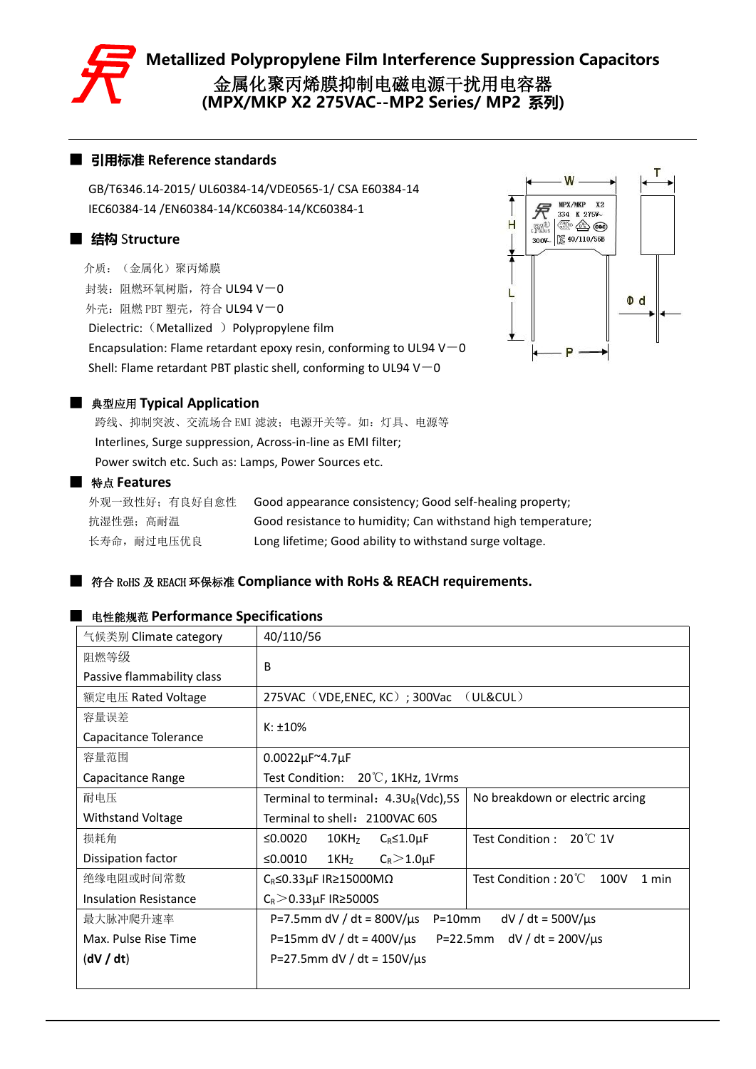# Metallized Polypropylene Film Interference Suppression Capacitors

# 金属化聚丙烯膜抑制电磁电源干扰用电容器

# (MPX/MKP X2 275VAC--MP2 Series/ MP2 系列)

## ■ 引用标准 Reference standards

GB/T6346.14-2015/ UL60384-14/VDE0565-1/ CSA E60384-14
IEC60384-14 /EN60384-14/KC60384-14/KC60384-1

## ■ 结构 Structure

介质：（金属化）聚丙烯膜
封装：阻燃环氧树脂，符合 UL94 V－0
外壳：阻燃 PBT 塑壳，符合 UL94 V－0
Dielectric:（Metallized ）Polypropylene film
Encapsulation: Flame retardant epoxy resin, conforming to UL94 V－0
Shell: Flame retardant PBT plastic shell, conforming to UL94 V－0

## ■ 典型应用 Typical Application

跨线、抑制突波、交流场合 EMI 滤波；电源开关等。如：灯具、电源等
Interlines, Surge suppression, Across-in-line as EMI filter;
Power switch etc. Such as: Lamps, Power Sources etc.

## ■ 特点 Features

| | |
|---|---|
| 外观一致性好；有良好自愈性 | Good appearance consistency; Good self-healing property; |
| 抗湿性强；高耐温 | Good resistance to humidity; Can withstand high temperature; |
| 长寿命，耐过电压优良 | Long lifetime; Good ability to withstand surge voltage. |

## ■ 符合 RoHS 及 REACH 环保标准 Compliance with RoHS & REACH requirements.

## ■ 电性能规范 Performance Specifications

| | | |
|---|---|---|
| 气候类别 Climate category | 40/110/56 | |
| 阻燃等级 Passive flammability class | B | |
| 额定电压 Rated Voltage | 275VAC（VDE,ENEC, KC）; 300Vac （UL&CUL） | |
| 容量误差 Capacitance Tolerance | K: ±10% | |
| 容量范围 Capacitance Range | 0.0022μF~4.7μF<br>Test Condition: 20℃, 1KHz, 1Vrms | |
| 耐电压 Withstand Voltage | Terminal to terminal：4.3$U_R$(Vdc),5S<br>Terminal to shell：2100VAC 60S | No breakdown or electric arcing |
| 损耗角 Dissipation factor | ≤0.0020 10KHz $C_R$≤1.0μF<br>≤0.0010 1KHz $C_R$＞1.0μF | Test Condition： 20℃ 1V |
| 绝缘电阻或时间常数 Insulation Resistance | $C_R$≤0.33μF IR≥15000MΩ<br>$C_R$＞0.33μF IR≥5000S | Test Condition : 20℃ 100V 1 min |
| 最大脉冲爬升速率 Max. Pulse Rise Time (dV / dt) | P=7.5mm dV / dt = 800V/μs P=10mm dV / dt = 500V/μs<br>P=15mm dV / dt = 400V/μs P=22.5mm dV / dt = 200V/μs<br>P=27.5mm dV / dt = 150V/μs | |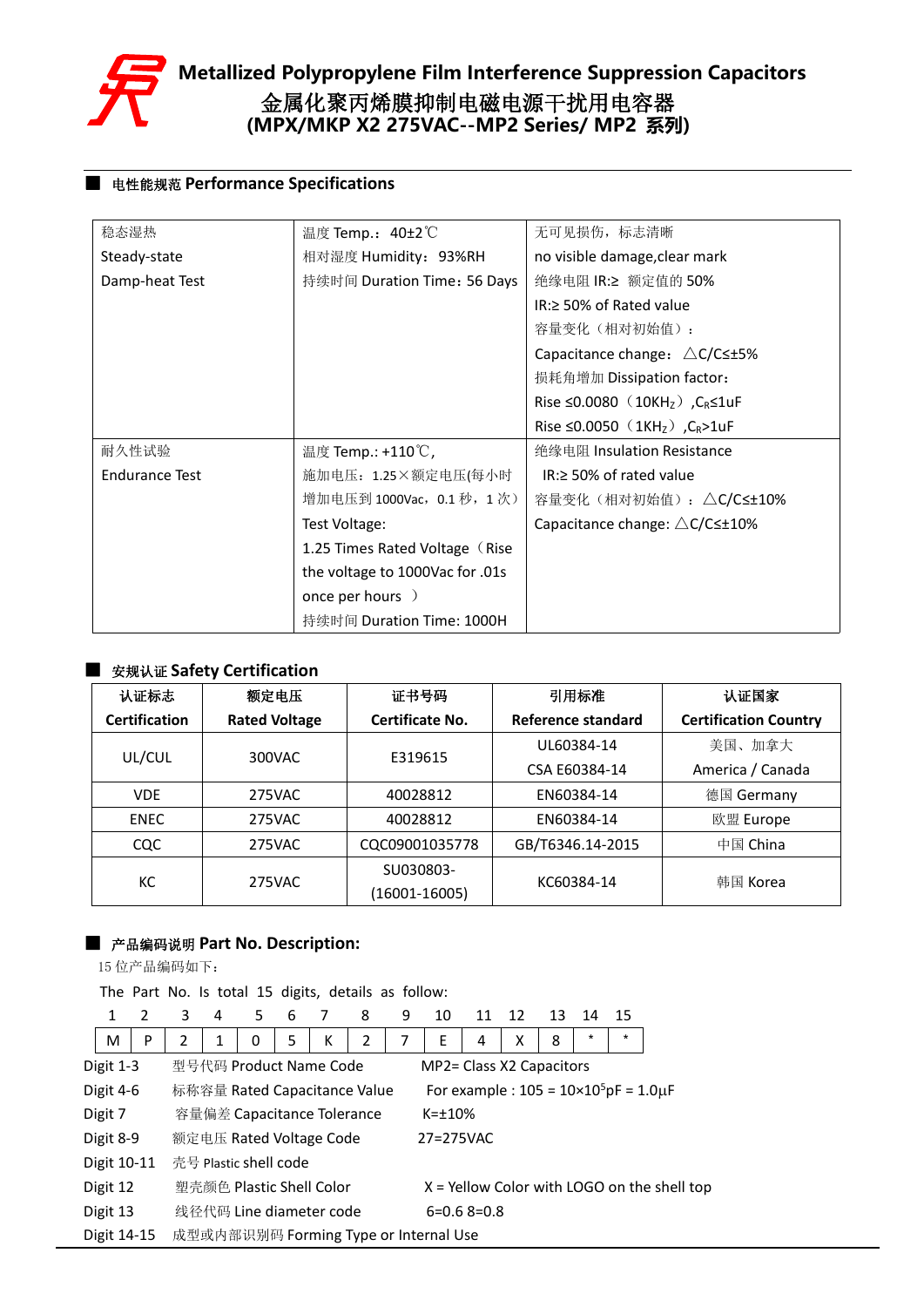# Metallized Polypropylene Film Interference Suppression Capacitors

# 金属化聚丙烯膜抑制电磁电源干扰用电容器

# (MPX/MKP X2 275VAC--MP2 Series/ MP2 系列)

## 电性能规范 Performance Specifications

| | | |
|---|---|---|
| 稳态湿热<br>Steady-state<br>Damp-heat Test | 温度 Temp.：40±2℃<br>相对湿度 Humidity：93%RH<br>持续时间 Duration Time：56 Days | 无可见损伤，标志清晰<br>no visible damage,clear mark<br>绝缘电阻 IR:≥ 额定值的 50%<br>IR:≥ 50% of Rated value<br>容量变化（相对初始值）：<br>Capacitance change：△C/C≤±5%<br>损耗角增加 Dissipation factor：<br>Rise ≤0.0080（10KHz）,$C_R$≤1uF<br>Rise ≤0.0050（1KHz）,$C_R$>1uF |
| 耐久性试验<br>Endurance Test | 温度 Temp.: +110℃,<br>施加电压：1.25×额定电压(每小时增加电压到 1000Vac，0.1 秒，1 次)<br>Test Voltage:<br>1.25 Times Rated Voltage（Rise the voltage to 1000Vac for .01s once per hours ）<br>持续时间 Duration Time: 1000H | 绝缘电阻 Insulation Resistance<br>IR:≥ 50% of rated value<br>容量变化（相对初始值）：△C/C≤±10%<br>Capacitance change: △C/C≤±10% |

## 安规认证 Safety Certification

| 认证标志<br>Certification | 额定电压<br>Rated Voltage | 证书号码<br>Certificate No. | 引用标准<br>Reference standard | 认证国家<br>Certification Country |
|---|---|---|---|---|
| UL/CUL | 300VAC | E319615 | UL60384-14<br>CSA E60384-14 | 美国、加拿大<br>America / Canada |
| VDE | 275VAC | 40028812 | EN60384-14 | 德国 Germany |
| ENEC | 275VAC | 40028812 | EN60384-14 | 欧盟 Europe |
| CQC | 275VAC | CQC09001035778 | GB/T6346.14-2015 | 中国 China |
| KC | 275VAC | SU030803-<br>(16001-16005) | KC60384-14 | 韩国 Korea |

## 产品编码说明 Part No. Description:

15 位产品编码如下：

The Part No. Is total 15 digits, details as follow:

| 1 | 2 | 3 | 4 | 5 | 6 | 7 | 8 | 9 | 10 | 11 | 12 | 13 | 14 | 15 |
|---|---|---|---|---|---|---|---|---|---|---|---|---|---|---|
| M | P | 2 | 1 | 0 | 5 | K | 2 | 7 | E | 4 | X | 8 | * | * |

| | | |
|---|---|---|
| Digit 1-3 | 型号代码 Product Name Code | MP2= Class X2 Capacitors |
| Digit 4-6 | 标称容量 Rated Capacitance Value | For example : 105 = 10×$10^5$pF = 1.0µF |
| Digit 7 | 容量偏差 Capacitance Tolerance | K=±10% |
| Digit 8-9 | 额定电压 Rated Voltage Code | 27=275VAC |
| Digit 10-11 | 壳号 Plastic shell code | |
| Digit 12 | 塑壳颜色 Plastic Shell Color | X = Yellow Color with LOGO on the shell top |
| Digit 13 | 线径代码 Line diameter code | 6=0.6 8=0.8 |
| Digit 14-15 | 成型或内部识别码 Forming Type or Internal Use | |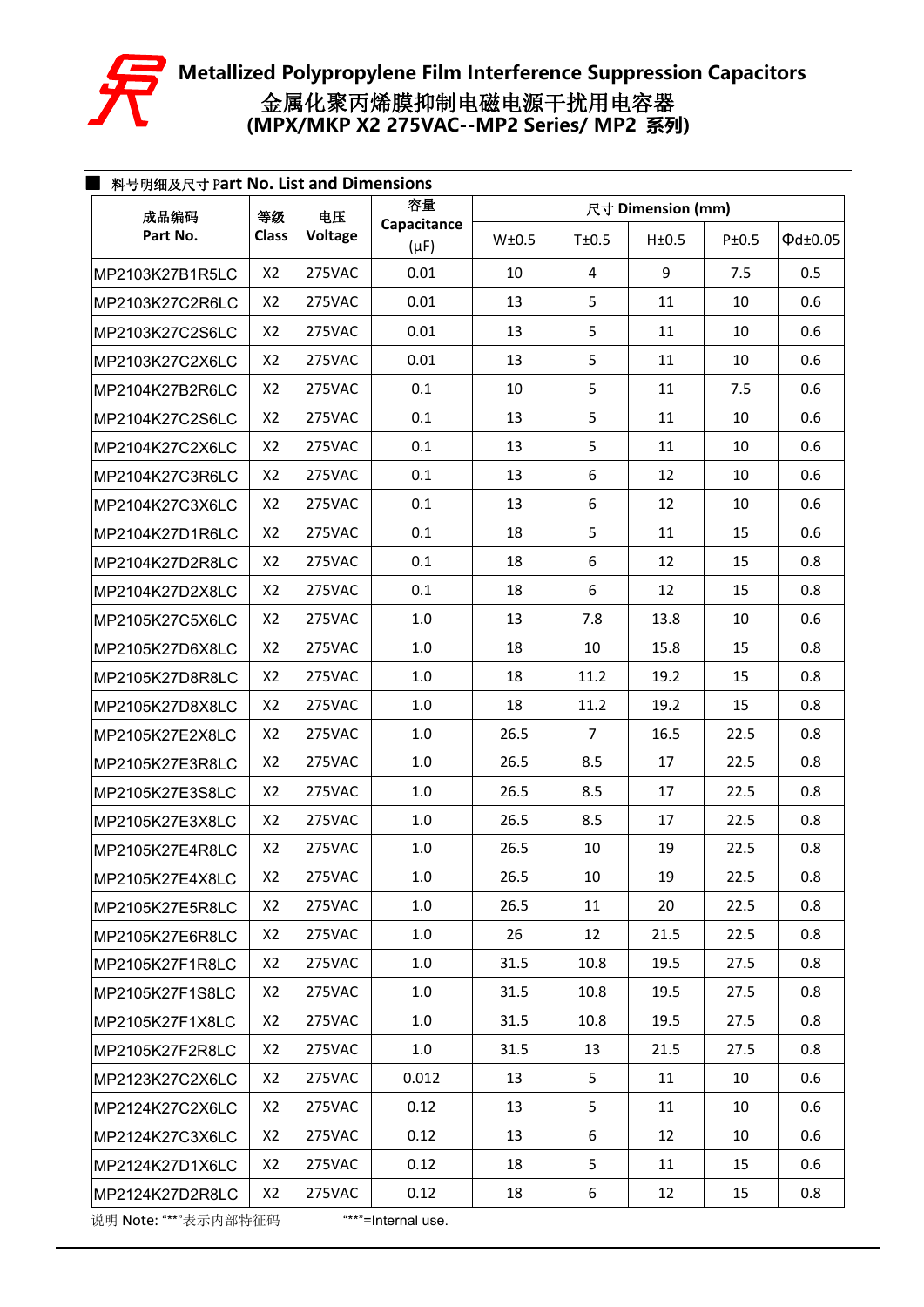# Metallized Polypropylene Film Interference Suppression Capacitors
# 金属化聚丙烯膜抑制电磁电源干扰用电容器
# (MPX/MKP X2 275VAC--MP2 Series/ MP2 系列)

■ 料号明细及尺寸 Part No. List and Dimensions

| 成品编码 Part No. | 等级 Class | 电压 Voltage | 容量 Capacitance (μF) | 尺寸 Dimension (mm) | | | | |
|---|---|---|---|---|---|---|---|---|
| | | | | W±0.5 | T±0.5 | H±0.5 | P±0.5 | Φd±0.05 |
| MP2103K27B1R5LC | X2 | 275VAC | 0.01 | 10 | 4 | 9 | 7.5 | 0.5 |
| MP2103K27C2R6LC | X2 | 275VAC | 0.01 | 13 | 5 | 11 | 10 | 0.6 |
| MP2103K27C2S6LC | X2 | 275VAC | 0.01 | 13 | 5 | 11 | 10 | 0.6 |
| MP2103K27C2X6LC | X2 | 275VAC | 0.01 | 13 | 5 | 11 | 10 | 0.6 |
| MP2104K27B2R6LC | X2 | 275VAC | 0.1 | 10 | 5 | 11 | 7.5 | 0.6 |
| MP2104K27C2S6LC | X2 | 275VAC | 0.1 | 13 | 5 | 11 | 10 | 0.6 |
| MP2104K27C2X6LC | X2 | 275VAC | 0.1 | 13 | 5 | 11 | 10 | 0.6 |
| MP2104K27C3R6LC | X2 | 275VAC | 0.1 | 13 | 6 | 12 | 10 | 0.6 |
| MP2104K27C3X6LC | X2 | 275VAC | 0.1 | 13 | 6 | 12 | 10 | 0.6 |
| MP2104K27D1R6LC | X2 | 275VAC | 0.1 | 18 | 5 | 11 | 15 | 0.6 |
| MP2104K27D2R8LC | X2 | 275VAC | 0.1 | 18 | 6 | 12 | 15 | 0.8 |
| MP2104K27D2X8LC | X2 | 275VAC | 0.1 | 18 | 6 | 12 | 15 | 0.8 |
| MP2105K27C5X6LC | X2 | 275VAC | 1.0 | 13 | 7.8 | 13.8 | 10 | 0.6 |
| MP2105K27D6X8LC | X2 | 275VAC | 1.0 | 18 | 10 | 15.8 | 15 | 0.8 |
| MP2105K27D8R8LC | X2 | 275VAC | 1.0 | 18 | 11.2 | 19.2 | 15 | 0.8 |
| MP2105K27D8X8LC | X2 | 275VAC | 1.0 | 18 | 11.2 | 19.2 | 15 | 0.8 |
| MP2105K27E2X8LC | X2 | 275VAC | 1.0 | 26.5 | 7 | 16.5 | 22.5 | 0.8 |
| MP2105K27E3R8LC | X2 | 275VAC | 1.0 | 26.5 | 8.5 | 17 | 22.5 | 0.8 |
| MP2105K27E3S8LC | X2 | 275VAC | 1.0 | 26.5 | 8.5 | 17 | 22.5 | 0.8 |
| MP2105K27E3X8LC | X2 | 275VAC | 1.0 | 26.5 | 8.5 | 17 | 22.5 | 0.8 |
| MP2105K27E4R8LC | X2 | 275VAC | 1.0 | 26.5 | 10 | 19 | 22.5 | 0.8 |
| MP2105K27E4X8LC | X2 | 275VAC | 1.0 | 26.5 | 10 | 19 | 22.5 | 0.8 |
| MP2105K27E5R8LC | X2 | 275VAC | 1.0 | 26.5 | 11 | 20 | 22.5 | 0.8 |
| MP2105K27E6R8LC | X2 | 275VAC | 1.0 | 26 | 12 | 21.5 | 22.5 | 0.8 |
| MP2105K27F1R8LC | X2 | 275VAC | 1.0 | 31.5 | 10.8 | 19.5 | 27.5 | 0.8 |
| MP2105K27F1S8LC | X2 | 275VAC | 1.0 | 31.5 | 10.8 | 19.5 | 27.5 | 0.8 |
| MP2105K27F1X8LC | X2 | 275VAC | 1.0 | 31.5 | 10.8 | 19.5 | 27.5 | 0.8 |
| MP2105K27F2R8LC | X2 | 275VAC | 1.0 | 31.5 | 13 | 21.5 | 27.5 | 0.8 |
| MP2123K27C2X6LC | X2 | 275VAC | 0.012 | 13 | 5 | 11 | 10 | 0.6 |
| MP2124K27C2X6LC | X2 | 275VAC | 0.12 | 13 | 5 | 11 | 10 | 0.6 |
| MP2124K27C3X6LC | X2 | 275VAC | 0.12 | 13 | 6 | 12 | 10 | 0.6 |
| MP2124K27D1X6LC | X2 | 275VAC | 0.12 | 18 | 5 | 11 | 15 | 0.6 |
| MP2124K27D2R8LC | X2 | 275VAC | 0.12 | 18 | 6 | 12 | 15 | 0.8 |

说明 Note: "**"表示内部特征码　　"**"=Internal use.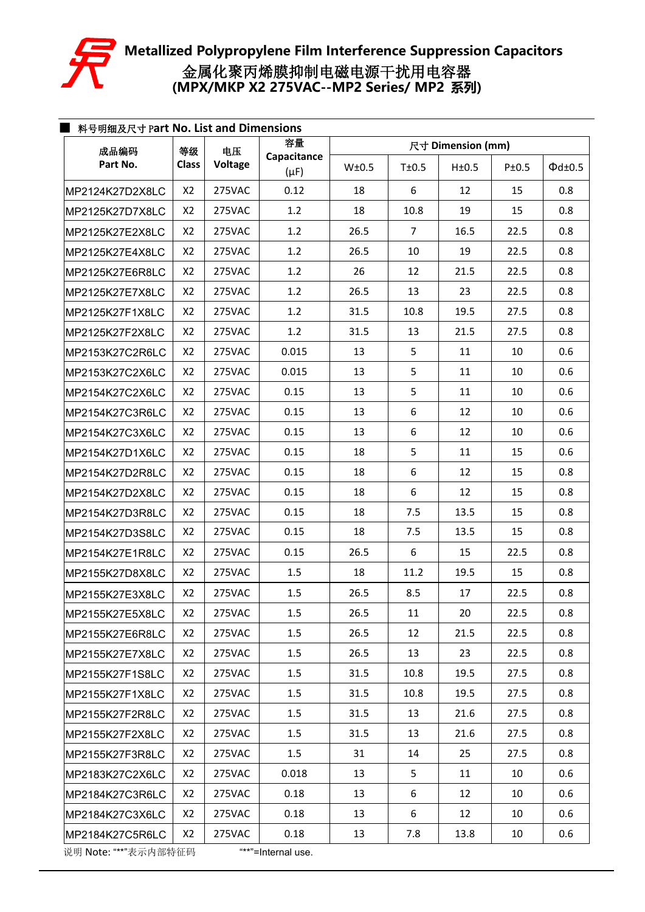# Metallized Polypropylene Film Interference Suppression Capacitors

# 金属化聚丙烯膜抑制电磁电源干扰用电容器

## (MPX/MKP X2 275VAC--MP2 Series/ MP2 系列)

■ 料号明细及尺寸 Part No. List and Dimensions

| 成品编码 Part No. | 等级 Class | 电压 Voltage | 容量 Capacitance (μF) | 尺寸 Dimension (mm) | | | | |
|---|---|---|---|---|---|---|---|---|
| | | | | W±0.5 | T±0.5 | H±0.5 | P±0.5 | Φd±0.5 |
| MP2124K27D2X8LC | X2 | 275VAC | 0.12 | 18 | 6 | 12 | 15 | 0.8 |
| MP2125K27D7X8LC | X2 | 275VAC | 1.2 | 18 | 10.8 | 19 | 15 | 0.8 |
| MP2125K27E2X8LC | X2 | 275VAC | 1.2 | 26.5 | 7 | 16.5 | 22.5 | 0.8 |
| MP2125K27E4X8LC | X2 | 275VAC | 1.2 | 26.5 | 10 | 19 | 22.5 | 0.8 |
| MP2125K27E6R8LC | X2 | 275VAC | 1.2 | 26 | 12 | 21.5 | 22.5 | 0.8 |
| MP2125K27E7X8LC | X2 | 275VAC | 1.2 | 26.5 | 13 | 23 | 22.5 | 0.8 |
| MP2125K27F1X8LC | X2 | 275VAC | 1.2 | 31.5 | 10.8 | 19.5 | 27.5 | 0.8 |
| MP2125K27F2X8LC | X2 | 275VAC | 1.2 | 31.5 | 13 | 21.5 | 27.5 | 0.8 |
| MP2153K27C2R6LC | X2 | 275VAC | 0.015 | 13 | 5 | 11 | 10 | 0.6 |
| MP2153K27C2X6LC | X2 | 275VAC | 0.015 | 13 | 5 | 11 | 10 | 0.6 |
| MP2154K27C2X6LC | X2 | 275VAC | 0.15 | 13 | 5 | 11 | 10 | 0.6 |
| MP2154K27C3R6LC | X2 | 275VAC | 0.15 | 13 | 6 | 12 | 10 | 0.6 |
| MP2154K27C3X6LC | X2 | 275VAC | 0.15 | 13 | 6 | 12 | 10 | 0.6 |
| MP2154K27D1X6LC | X2 | 275VAC | 0.15 | 18 | 5 | 11 | 15 | 0.6 |
| MP2154K27D2R8LC | X2 | 275VAC | 0.15 | 18 | 6 | 12 | 15 | 0.8 |
| MP2154K27D2X8LC | X2 | 275VAC | 0.15 | 18 | 6 | 12 | 15 | 0.8 |
| MP2154K27D3R8LC | X2 | 275VAC | 0.15 | 18 | 7.5 | 13.5 | 15 | 0.8 |
| MP2154K27D3S8LC | X2 | 275VAC | 0.15 | 18 | 7.5 | 13.5 | 15 | 0.8 |
| MP2154K27E1R8LC | X2 | 275VAC | 0.15 | 26.5 | 6 | 15 | 22.5 | 0.8 |
| MP2155K27D8X8LC | X2 | 275VAC | 1.5 | 18 | 11.2 | 19.5 | 15 | 0.8 |
| MP2155K27E3X8LC | X2 | 275VAC | 1.5 | 26.5 | 8.5 | 17 | 22.5 | 0.8 |
| MP2155K27E5X8LC | X2 | 275VAC | 1.5 | 26.5 | 11 | 20 | 22.5 | 0.8 |
| MP2155K27E6R8LC | X2 | 275VAC | 1.5 | 26.5 | 12 | 21.5 | 22.5 | 0.8 |
| MP2155K27E7X8LC | X2 | 275VAC | 1.5 | 26.5 | 13 | 23 | 22.5 | 0.8 |
| MP2155K27F1S8LC | X2 | 275VAC | 1.5 | 31.5 | 10.8 | 19.5 | 27.5 | 0.8 |
| MP2155K27F1X8LC | X2 | 275VAC | 1.5 | 31.5 | 10.8 | 19.5 | 27.5 | 0.8 |
| MP2155K27F2R8LC | X2 | 275VAC | 1.5 | 31.5 | 13 | 21.6 | 27.5 | 0.8 |
| MP2155K27F2X8LC | X2 | 275VAC | 1.5 | 31.5 | 13 | 21.6 | 27.5 | 0.8 |
| MP2155K27F3R8LC | X2 | 275VAC | 1.5 | 31 | 14 | 25 | 27.5 | 0.8 |
| MP2183K27C2X6LC | X2 | 275VAC | 0.018 | 13 | 5 | 11 | 10 | 0.6 |
| MP2184K27C3R6LC | X2 | 275VAC | 0.18 | 13 | 6 | 12 | 10 | 0.6 |
| MP2184K27C3X6LC | X2 | 275VAC | 0.18 | 13 | 6 | 12 | 10 | 0.6 |
| MP2184K27C5R6LC | X2 | 275VAC | 0.18 | 13 | 7.8 | 13.8 | 10 | 0.6 |

说明 Note: "**"表示内部特征码 "**"=Internal use.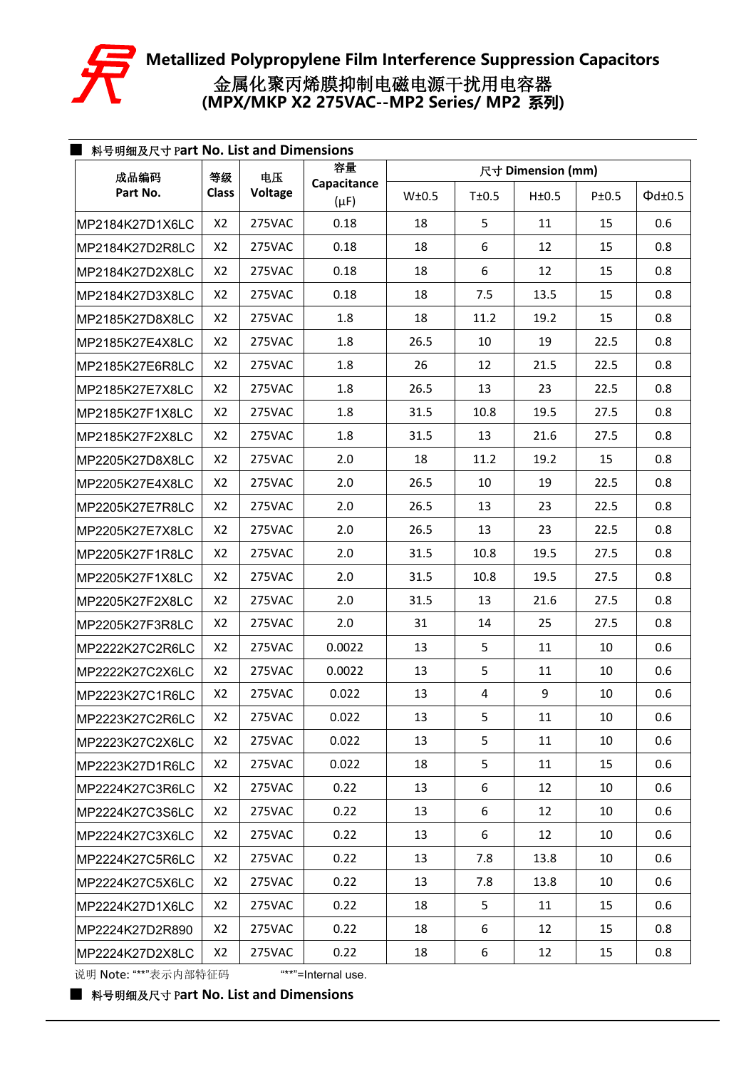# Metallized Polypropylene Film Interference Suppression Capacitors

# 金属化聚丙烯膜抑制电磁电源干扰用电容器

# (MPX/MKP X2 275VAC--MP2 Series/ MP2 系列)

## ■ 料号明细及尺寸 Part No. List and Dimensions

| 成品编码 Part No. | 等级 Class | 电压 Voltage | 容量 Capacitance (μF) | 尺寸 Dimension (mm) | | | | |
|---|---|---|---|---|---|---|---|---|
| | | | | W±0.5 | T±0.5 | H±0.5 | P±0.5 | Φd±0.5 |
| MP2184K27D1X6LC | X2 | 275VAC | 0.18 | 18 | 5 | 11 | 15 | 0.6 |
| MP2184K27D2R8LC | X2 | 275VAC | 0.18 | 18 | 6 | 12 | 15 | 0.8 |
| MP2184K27D2X8LC | X2 | 275VAC | 0.18 | 18 | 6 | 12 | 15 | 0.8 |
| MP2184K27D3X8LC | X2 | 275VAC | 0.18 | 18 | 7.5 | 13.5 | 15 | 0.8 |
| MP2185K27D8X8LC | X2 | 275VAC | 1.8 | 18 | 11.2 | 19.2 | 15 | 0.8 |
| MP2185K27E4X8LC | X2 | 275VAC | 1.8 | 26.5 | 10 | 19 | 22.5 | 0.8 |
| MP2185K27E6R8LC | X2 | 275VAC | 1.8 | 26 | 12 | 21.5 | 22.5 | 0.8 |
| MP2185K27E7X8LC | X2 | 275VAC | 1.8 | 26.5 | 13 | 23 | 22.5 | 0.8 |
| MP2185K27F1X8LC | X2 | 275VAC | 1.8 | 31.5 | 10.8 | 19.5 | 27.5 | 0.8 |
| MP2185K27F2X8LC | X2 | 275VAC | 1.8 | 31.5 | 13 | 21.6 | 27.5 | 0.8 |
| MP2205K27D8X8LC | X2 | 275VAC | 2.0 | 18 | 11.2 | 19.2 | 15 | 0.8 |
| MP2205K27E4X8LC | X2 | 275VAC | 2.0 | 26.5 | 10 | 19 | 22.5 | 0.8 |
| MP2205K27E7R8LC | X2 | 275VAC | 2.0 | 26.5 | 13 | 23 | 22.5 | 0.8 |
| MP2205K27E7X8LC | X2 | 275VAC | 2.0 | 26.5 | 13 | 23 | 22.5 | 0.8 |
| MP2205K27F1R8LC | X2 | 275VAC | 2.0 | 31.5 | 10.8 | 19.5 | 27.5 | 0.8 |
| MP2205K27F1X8LC | X2 | 275VAC | 2.0 | 31.5 | 10.8 | 19.5 | 27.5 | 0.8 |
| MP2205K27F2X8LC | X2 | 275VAC | 2.0 | 31.5 | 13 | 21.6 | 27.5 | 0.8 |
| MP2205K27F3R8LC | X2 | 275VAC | 2.0 | 31 | 14 | 25 | 27.5 | 0.8 |
| MP2222K27C2R6LC | X2 | 275VAC | 0.0022 | 13 | 5 | 11 | 10 | 0.6 |
| MP2222K27C2X6LC | X2 | 275VAC | 0.0022 | 13 | 5 | 11 | 10 | 0.6 |
| MP2223K27C1R6LC | X2 | 275VAC | 0.022 | 13 | 4 | 9 | 10 | 0.6 |
| MP2223K27C2R6LC | X2 | 275VAC | 0.022 | 13 | 5 | 11 | 10 | 0.6 |
| MP2223K27C2X6LC | X2 | 275VAC | 0.022 | 13 | 5 | 11 | 10 | 0.6 |
| MP2223K27D1R6LC | X2 | 275VAC | 0.022 | 18 | 5 | 11 | 15 | 0.6 |
| MP2224K27C3R6LC | X2 | 275VAC | 0.22 | 13 | 6 | 12 | 10 | 0.6 |
| MP2224K27C3S6LC | X2 | 275VAC | 0.22 | 13 | 6 | 12 | 10 | 0.6 |
| MP2224K27C3X6LC | X2 | 275VAC | 0.22 | 13 | 6 | 12 | 10 | 0.6 |
| MP2224K27C5R6LC | X2 | 275VAC | 0.22 | 13 | 7.8 | 13.8 | 10 | 0.6 |
| MP2224K27C5X6LC | X2 | 275VAC | 0.22 | 13 | 7.8 | 13.8 | 10 | 0.6 |
| MP2224K27D1X6LC | X2 | 275VAC | 0.22 | 18 | 5 | 11 | 15 | 0.6 |
| MP2224K27D2R890 | X2 | 275VAC | 0.22 | 18 | 6 | 12 | 15 | 0.8 |
| MP2224K27D2X8LC | X2 | 275VAC | 0.22 | 18 | 6 | 12 | 15 | 0.8 |

说明 Note: "**"表示内部特征码　　"**"=Internal use.

## ■ 料号明细及尺寸 Part No. List and Dimensions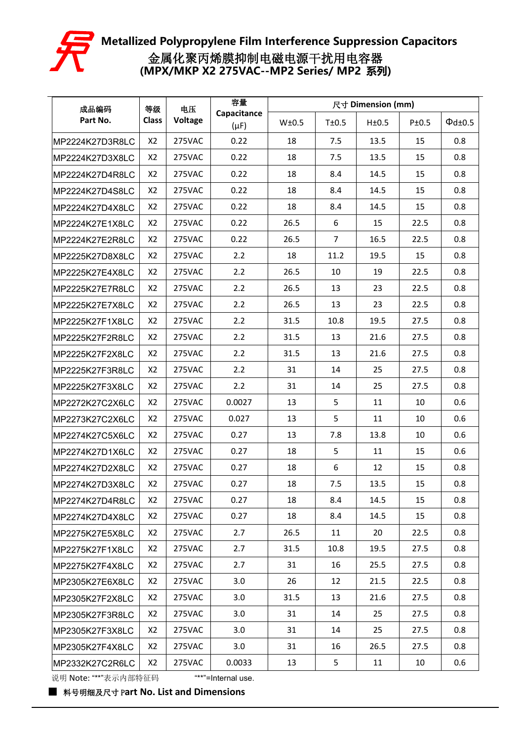# Metallized Polypropylene Film Interference Suppression Capacitors

## 金属化聚丙烯膜抑制电磁电源干扰用电容器

## (MPX/MKP X2 275VAC--MP2 Series/ MP2 系列)

| 成品编码 Part No. | 等级 Class | 电压 Voltage | 容量 Capacitance (μF) | 尺寸 Dimension (mm) | | | | |
|---|---|---|---|---|---|---|---|---|
| | | | | W±0.5 | T±0.5 | H±0.5 | P±0.5 | Φd±0.5 |
| MP2224K27D3R8LC | X2 | 275VAC | 0.22 | 18 | 7.5 | 13.5 | 15 | 0.8 |
| MP2224K27D3X8LC | X2 | 275VAC | 0.22 | 18 | 7.5 | 13.5 | 15 | 0.8 |
| MP2224K27D4R8LC | X2 | 275VAC | 0.22 | 18 | 8.4 | 14.5 | 15 | 0.8 |
| MP2224K27D4S8LC | X2 | 275VAC | 0.22 | 18 | 8.4 | 14.5 | 15 | 0.8 |
| MP2224K27D4X8LC | X2 | 275VAC | 0.22 | 18 | 8.4 | 14.5 | 15 | 0.8 |
| MP2224K27E1X8LC | X2 | 275VAC | 0.22 | 26.5 | 6 | 15 | 22.5 | 0.8 |
| MP2224K27E2R8LC | X2 | 275VAC | 0.22 | 26.5 | 7 | 16.5 | 22.5 | 0.8 |
| MP2225K27D8X8LC | X2 | 275VAC | 2.2 | 18 | 11.2 | 19.5 | 15 | 0.8 |
| MP2225K27E4X8LC | X2 | 275VAC | 2.2 | 26.5 | 10 | 19 | 22.5 | 0.8 |
| MP2225K27E7R8LC | X2 | 275VAC | 2.2 | 26.5 | 13 | 23 | 22.5 | 0.8 |
| MP2225K27E7X8LC | X2 | 275VAC | 2.2 | 26.5 | 13 | 23 | 22.5 | 0.8 |
| MP2225K27F1X8LC | X2 | 275VAC | 2.2 | 31.5 | 10.8 | 19.5 | 27.5 | 0.8 |
| MP2225K27F2R8LC | X2 | 275VAC | 2.2 | 31.5 | 13 | 21.6 | 27.5 | 0.8 |
| MP2225K27F2X8LC | X2 | 275VAC | 2.2 | 31.5 | 13 | 21.6 | 27.5 | 0.8 |
| MP2225K27F3R8LC | X2 | 275VAC | 2.2 | 31 | 14 | 25 | 27.5 | 0.8 |
| MP2225K27F3X8LC | X2 | 275VAC | 2.2 | 31 | 14 | 25 | 27.5 | 0.8 |
| MP2272K27C2X6LC | X2 | 275VAC | 0.0027 | 13 | 5 | 11 | 10 | 0.6 |
| MP2273K27C2X6LC | X2 | 275VAC | 0.027 | 13 | 5 | 11 | 10 | 0.6 |
| MP2274K27C5X6LC | X2 | 275VAC | 0.27 | 13 | 7.8 | 13.8 | 10 | 0.6 |
| MP2274K27D1X6LC | X2 | 275VAC | 0.27 | 18 | 5 | 11 | 15 | 0.6 |
| MP2274K27D2X8LC | X2 | 275VAC | 0.27 | 18 | 6 | 12 | 15 | 0.8 |
| MP2274K27D3X8LC | X2 | 275VAC | 0.27 | 18 | 7.5 | 13.5 | 15 | 0.8 |
| MP2274K27D4R8LC | X2 | 275VAC | 0.27 | 18 | 8.4 | 14.5 | 15 | 0.8 |
| MP2274K27D4X8LC | X2 | 275VAC | 0.27 | 18 | 8.4 | 14.5 | 15 | 0.8 |
| MP2275K27E5X8LC | X2 | 275VAC | 2.7 | 26.5 | 11 | 20 | 22.5 | 0.8 |
| MP2275K27F1X8LC | X2 | 275VAC | 2.7 | 31.5 | 10.8 | 19.5 | 27.5 | 0.8 |
| MP2275K27F4X8LC | X2 | 275VAC | 2.7 | 31 | 16 | 25.5 | 27.5 | 0.8 |
| MP2305K27E6X8LC | X2 | 275VAC | 3.0 | 26 | 12 | 21.5 | 22.5 | 0.8 |
| MP2305K27F2X8LC | X2 | 275VAC | 3.0 | 31.5 | 13 | 21.6 | 27.5 | 0.8 |
| MP2305K27F3R8LC | X2 | 275VAC | 3.0 | 31 | 14 | 25 | 27.5 | 0.8 |
| MP2305K27F3X8LC | X2 | 275VAC | 3.0 | 31 | 14 | 25 | 27.5 | 0.8 |
| MP2305K27F4X8LC | X2 | 275VAC | 3.0 | 31 | 16 | 26.5 | 27.5 | 0.8 |
| MP2332K27C2R6LC | X2 | 275VAC | 0.0033 | 13 | 5 | 11 | 10 | 0.6 |

说明 Note: "**"表示内部特征码　　"**"=Internal use.

■ 料号明细及尺寸 Part No. List and Dimensions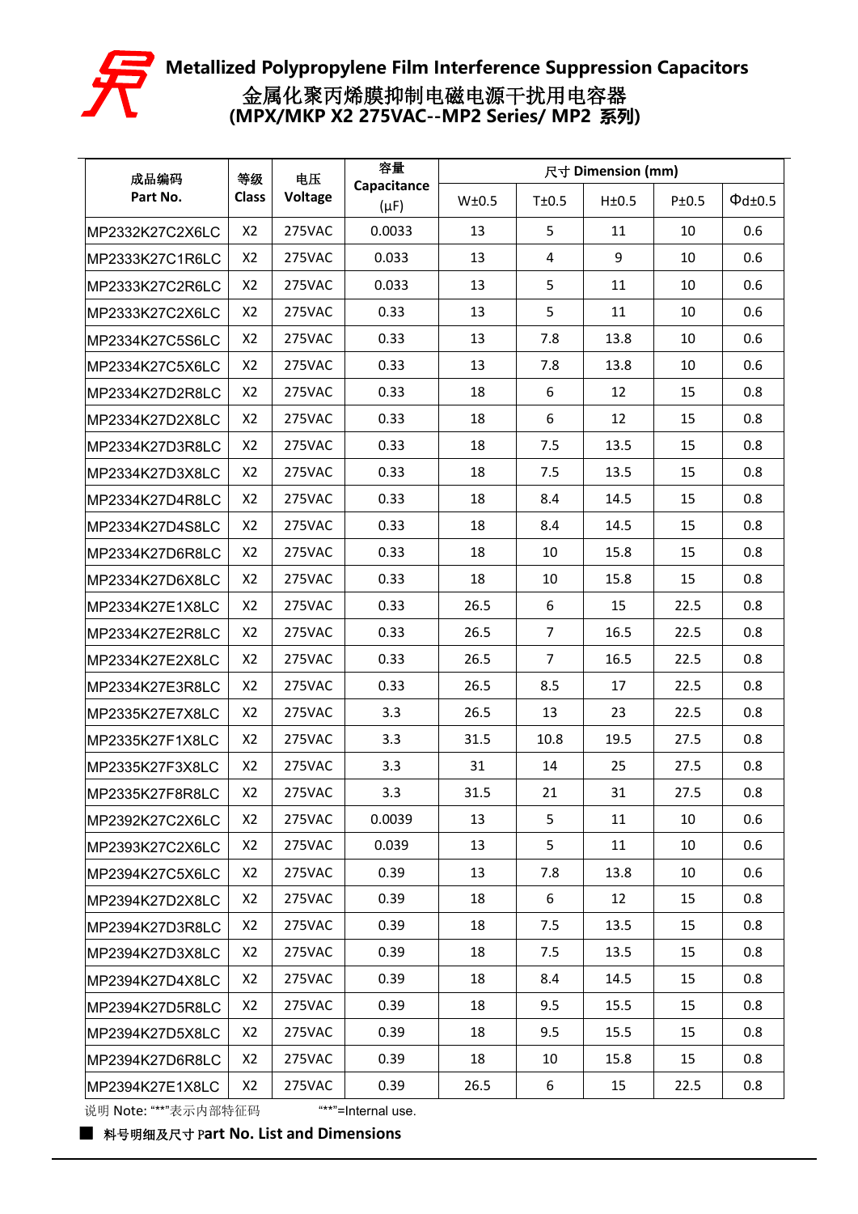# Metallized Polypropylene Film Interference Suppression Capacitors
# 金属化聚丙烯膜抑制电磁电源干扰用电容器
## (MPX/MKP X2 275VAC--MP2 Series/ MP2 系列)

| 成品编码 Part No. | 等级 Class | 电压 Voltage | 容量 Capacitance (μF) | 尺寸 Dimension (mm) | | | | |
|---|---|---|---|---|---|---|---|---|
| | | | | W±0.5 | T±0.5 | H±0.5 | P±0.5 | Φd±0.5 |
| MP2332K27C2X6LC | X2 | 275VAC | 0.0033 | 13 | 5 | 11 | 10 | 0.6 |
| MP2333K27C1R6LC | X2 | 275VAC | 0.033 | 13 | 4 | 9 | 10 | 0.6 |
| MP2333K27C2R6LC | X2 | 275VAC | 0.033 | 13 | 5 | 11 | 10 | 0.6 |
| MP2333K27C2X6LC | X2 | 275VAC | 0.33 | 13 | 5 | 11 | 10 | 0.6 |
| MP2334K27C5S6LC | X2 | 275VAC | 0.33 | 13 | 7.8 | 13.8 | 10 | 0.6 |
| MP2334K27C5X6LC | X2 | 275VAC | 0.33 | 13 | 7.8 | 13.8 | 10 | 0.6 |
| MP2334K27D2R8LC | X2 | 275VAC | 0.33 | 18 | 6 | 12 | 15 | 0.8 |
| MP2334K27D2X8LC | X2 | 275VAC | 0.33 | 18 | 6 | 12 | 15 | 0.8 |
| MP2334K27D3R8LC | X2 | 275VAC | 0.33 | 18 | 7.5 | 13.5 | 15 | 0.8 |
| MP2334K27D3X8LC | X2 | 275VAC | 0.33 | 18 | 7.5 | 13.5 | 15 | 0.8 |
| MP2334K27D4R8LC | X2 | 275VAC | 0.33 | 18 | 8.4 | 14.5 | 15 | 0.8 |
| MP2334K27D4S8LC | X2 | 275VAC | 0.33 | 18 | 8.4 | 14.5 | 15 | 0.8 |
| MP2334K27D6R8LC | X2 | 275VAC | 0.33 | 18 | 10 | 15.8 | 15 | 0.8 |
| MP2334K27D6X8LC | X2 | 275VAC | 0.33 | 18 | 10 | 15.8 | 15 | 0.8 |
| MP2334K27E1X8LC | X2 | 275VAC | 0.33 | 26.5 | 6 | 15 | 22.5 | 0.8 |
| MP2334K27E2R8LC | X2 | 275VAC | 0.33 | 26.5 | 7 | 16.5 | 22.5 | 0.8 |
| MP2334K27E2X8LC | X2 | 275VAC | 0.33 | 26.5 | 7 | 16.5 | 22.5 | 0.8 |
| MP2334K27E3R8LC | X2 | 275VAC | 0.33 | 26.5 | 8.5 | 17 | 22.5 | 0.8 |
| MP2335K27E7X8LC | X2 | 275VAC | 3.3 | 26.5 | 13 | 23 | 22.5 | 0.8 |
| MP2335K27F1X8LC | X2 | 275VAC | 3.3 | 31.5 | 10.8 | 19.5 | 27.5 | 0.8 |
| MP2335K27F3X8LC | X2 | 275VAC | 3.3 | 31 | 14 | 25 | 27.5 | 0.8 |
| MP2335K27F8R8LC | X2 | 275VAC | 3.3 | 31.5 | 21 | 31 | 27.5 | 0.8 |
| MP2392K27C2X6LC | X2 | 275VAC | 0.0039 | 13 | 5 | 11 | 10 | 0.6 |
| MP2393K27C2X6LC | X2 | 275VAC | 0.039 | 13 | 5 | 11 | 10 | 0.6 |
| MP2394K27C5X6LC | X2 | 275VAC | 0.39 | 13 | 7.8 | 13.8 | 10 | 0.6 |
| MP2394K27D2X8LC | X2 | 275VAC | 0.39 | 18 | 6 | 12 | 15 | 0.8 |
| MP2394K27D3R8LC | X2 | 275VAC | 0.39 | 18 | 7.5 | 13.5 | 15 | 0.8 |
| MP2394K27D3X8LC | X2 | 275VAC | 0.39 | 18 | 7.5 | 13.5 | 15 | 0.8 |
| MP2394K27D4X8LC | X2 | 275VAC | 0.39 | 18 | 8.4 | 14.5 | 15 | 0.8 |
| MP2394K27D5R8LC | X2 | 275VAC | 0.39 | 18 | 9.5 | 15.5 | 15 | 0.8 |
| MP2394K27D5X8LC | X2 | 275VAC | 0.39 | 18 | 9.5 | 15.5 | 15 | 0.8 |
| MP2394K27D6R8LC | X2 | 275VAC | 0.39 | 18 | 10 | 15.8 | 15 | 0.8 |
| MP2394K27E1X8LC | X2 | 275VAC | 0.39 | 26.5 | 6 | 15 | 22.5 | 0.8 |

说明 Note: "**"表示内部特征码 "**"=Internal use.

■ 料号明细及尺寸 Part No. List and Dimensions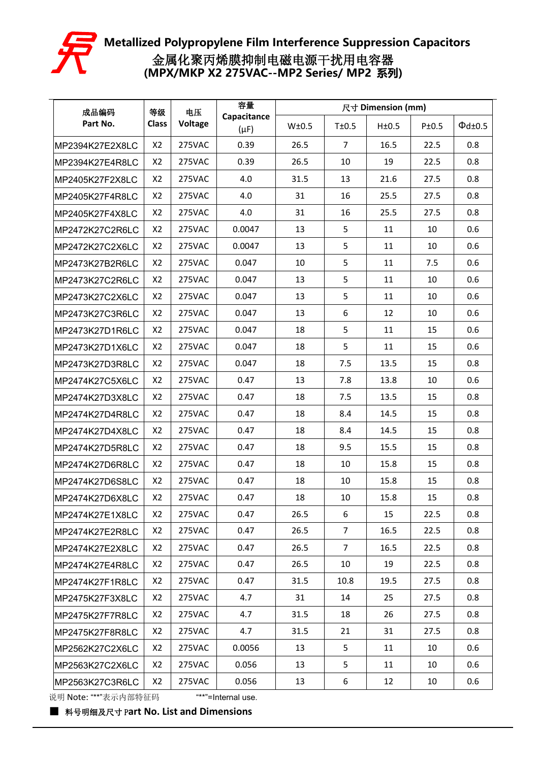# Metallized Polypropylene Film Interference Suppression Capacitors

## 金属化聚丙烯膜抑制电磁电源干扰用电容器

## (MPX/MKP X2 275VAC--MP2 Series/ MP2 系列)

| 成品编码 Part No. | 等级 Class | 电压 Voltage | 容量 Capacitance (μF) | 尺寸 Dimension (mm) | | | | |
|---|---|---|---|---|---|---|---|---|
| | | | | W±0.5 | T±0.5 | H±0.5 | P±0.5 | Φd±0.5 |
| MP2394K27E2X8LC | X2 | 275VAC | 0.39 | 26.5 | 7 | 16.5 | 22.5 | 0.8 |
| MP2394K27E4R8LC | X2 | 275VAC | 0.39 | 26.5 | 10 | 19 | 22.5 | 0.8 |
| MP2405K27F2X8LC | X2 | 275VAC | 4.0 | 31.5 | 13 | 21.6 | 27.5 | 0.8 |
| MP2405K27F4R8LC | X2 | 275VAC | 4.0 | 31 | 16 | 25.5 | 27.5 | 0.8 |
| MP2405K27F4X8LC | X2 | 275VAC | 4.0 | 31 | 16 | 25.5 | 27.5 | 0.8 |
| MP2472K27C2R6LC | X2 | 275VAC | 0.0047 | 13 | 5 | 11 | 10 | 0.6 |
| MP2472K27C2X6LC | X2 | 275VAC | 0.0047 | 13 | 5 | 11 | 10 | 0.6 |
| MP2473K27B2R6LC | X2 | 275VAC | 0.047 | 10 | 5 | 11 | 7.5 | 0.6 |
| MP2473K27C2R6LC | X2 | 275VAC | 0.047 | 13 | 5 | 11 | 10 | 0.6 |
| MP2473K27C2X6LC | X2 | 275VAC | 0.047 | 13 | 5 | 11 | 10 | 0.6 |
| MP2473K27C3R6LC | X2 | 275VAC | 0.047 | 13 | 6 | 12 | 10 | 0.6 |
| MP2473K27D1R6LC | X2 | 275VAC | 0.047 | 18 | 5 | 11 | 15 | 0.6 |
| MP2473K27D1X6LC | X2 | 275VAC | 0.047 | 18 | 5 | 11 | 15 | 0.6 |
| MP2473K27D3R8LC | X2 | 275VAC | 0.047 | 18 | 7.5 | 13.5 | 15 | 0.8 |
| MP2474K27C5X6LC | X2 | 275VAC | 0.47 | 13 | 7.8 | 13.8 | 10 | 0.6 |
| MP2474K27D3X8LC | X2 | 275VAC | 0.47 | 18 | 7.5 | 13.5 | 15 | 0.8 |
| MP2474K27D4R8LC | X2 | 275VAC | 0.47 | 18 | 8.4 | 14.5 | 15 | 0.8 |
| MP2474K27D4X8LC | X2 | 275VAC | 0.47 | 18 | 8.4 | 14.5 | 15 | 0.8 |
| MP2474K27D5R8LC | X2 | 275VAC | 0.47 | 18 | 9.5 | 15.5 | 15 | 0.8 |
| MP2474K27D6R8LC | X2 | 275VAC | 0.47 | 18 | 10 | 15.8 | 15 | 0.8 |
| MP2474K27D6S8LC | X2 | 275VAC | 0.47 | 18 | 10 | 15.8 | 15 | 0.8 |
| MP2474K27D6X8LC | X2 | 275VAC | 0.47 | 18 | 10 | 15.8 | 15 | 0.8 |
| MP2474K27E1X8LC | X2 | 275VAC | 0.47 | 26.5 | 6 | 15 | 22.5 | 0.8 |
| MP2474K27E2R8LC | X2 | 275VAC | 0.47 | 26.5 | 7 | 16.5 | 22.5 | 0.8 |
| MP2474K27E2X8LC | X2 | 275VAC | 0.47 | 26.5 | 7 | 16.5 | 22.5 | 0.8 |
| MP2474K27E4R8LC | X2 | 275VAC | 0.47 | 26.5 | 10 | 19 | 22.5 | 0.8 |
| MP2474K27F1R8LC | X2 | 275VAC | 0.47 | 31.5 | 10.8 | 19.5 | 27.5 | 0.8 |
| MP2475K27F3X8LC | X2 | 275VAC | 4.7 | 31 | 14 | 25 | 27.5 | 0.8 |
| MP2475K27F7R8LC | X2 | 275VAC | 4.7 | 31.5 | 18 | 26 | 27.5 | 0.8 |
| MP2475K27F8R8LC | X2 | 275VAC | 4.7 | 31.5 | 21 | 31 | 27.5 | 0.8 |
| MP2562K27C2X6LC | X2 | 275VAC | 0.0056 | 13 | 5 | 11 | 10 | 0.6 |
| MP2563K27C2X6LC | X2 | 275VAC | 0.056 | 13 | 5 | 11 | 10 | 0.6 |
| MP2563K27C3R6LC | X2 | 275VAC | 0.056 | 13 | 6 | 12 | 10 | 0.6 |

说明 Note: "**"表示内部特征码　　"**"=Internal use.

■ 料号明细及尺寸 Part No. List and Dimensions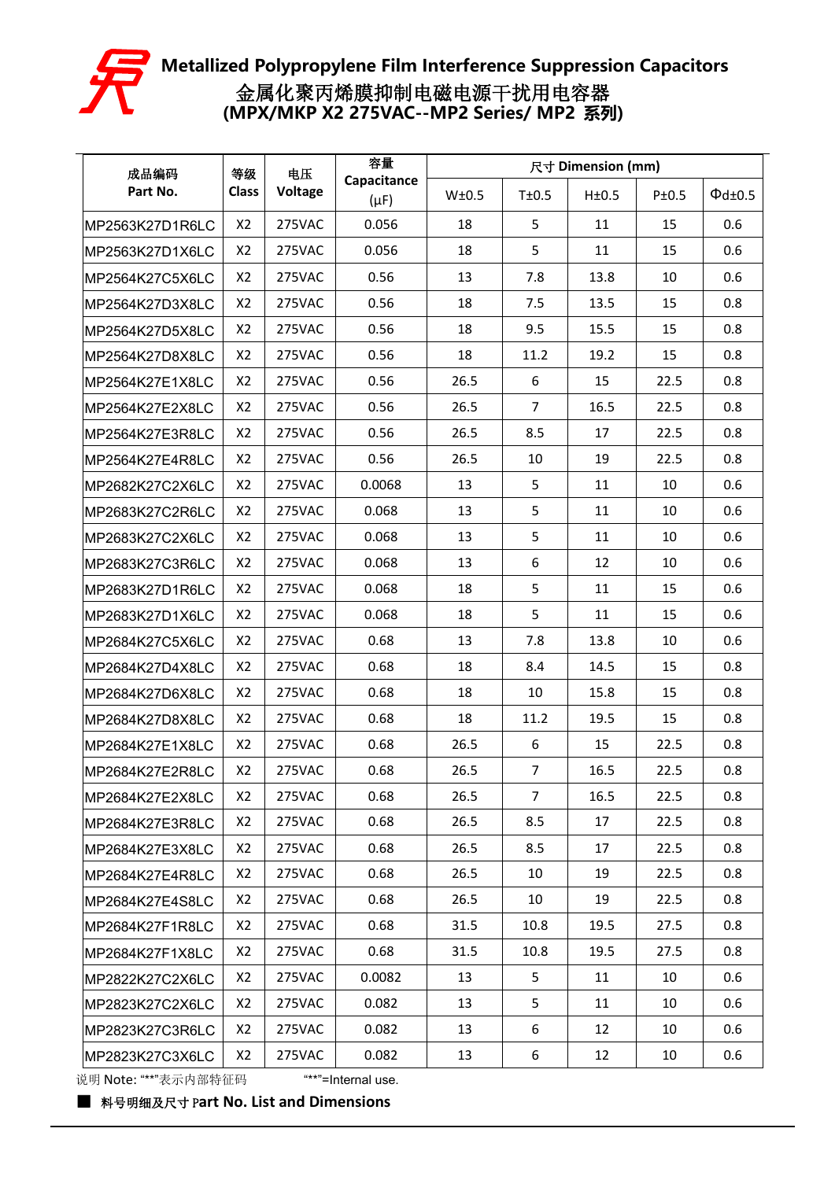# Metallized Polypropylene Film Interference Suppression Capacitors

# 金属化聚丙烯膜抑制电磁电源干扰用电容器

## (MPX/MKP X2 275VAC--MP2 Series/ MP2 系列)

| 成品编码 Part No. | 等级 Class | 电压 Voltage | 容量 Capacitance (μF) | 尺寸 Dimension (mm) | | | | |
|---|---|---|---|---|---|---|---|---|
| | | | | W±0.5 | T±0.5 | H±0.5 | P±0.5 | Φd±0.5 |
| MP2563K27D1R6LC | X2 | 275VAC | 0.056 | 18 | 5 | 11 | 15 | 0.6 |
| MP2563K27D1X6LC | X2 | 275VAC | 0.056 | 18 | 5 | 11 | 15 | 0.6 |
| MP2564K27C5X6LC | X2 | 275VAC | 0.56 | 13 | 7.8 | 13.8 | 10 | 0.6 |
| MP2564K27D3X8LC | X2 | 275VAC | 0.56 | 18 | 7.5 | 13.5 | 15 | 0.8 |
| MP2564K27D5X8LC | X2 | 275VAC | 0.56 | 18 | 9.5 | 15.5 | 15 | 0.8 |
| MP2564K27D8X8LC | X2 | 275VAC | 0.56 | 18 | 11.2 | 19.2 | 15 | 0.8 |
| MP2564K27E1X8LC | X2 | 275VAC | 0.56 | 26.5 | 6 | 15 | 22.5 | 0.8 |
| MP2564K27E2X8LC | X2 | 275VAC | 0.56 | 26.5 | 7 | 16.5 | 22.5 | 0.8 |
| MP2564K27E3R8LC | X2 | 275VAC | 0.56 | 26.5 | 8.5 | 17 | 22.5 | 0.8 |
| MP2564K27E4R8LC | X2 | 275VAC | 0.56 | 26.5 | 10 | 19 | 22.5 | 0.8 |
| MP2682K27C2X6LC | X2 | 275VAC | 0.0068 | 13 | 5 | 11 | 10 | 0.6 |
| MP2683K27C2R6LC | X2 | 275VAC | 0.068 | 13 | 5 | 11 | 10 | 0.6 |
| MP2683K27C2X6LC | X2 | 275VAC | 0.068 | 13 | 5 | 11 | 10 | 0.6 |
| MP2683K27C3R6LC | X2 | 275VAC | 0.068 | 13 | 6 | 12 | 10 | 0.6 |
| MP2683K27D1R6LC | X2 | 275VAC | 0.068 | 18 | 5 | 11 | 15 | 0.6 |
| MP2683K27D1X6LC | X2 | 275VAC | 0.068 | 18 | 5 | 11 | 15 | 0.6 |
| MP2684K27C5X6LC | X2 | 275VAC | 0.68 | 13 | 7.8 | 13.8 | 10 | 0.6 |
| MP2684K27D4X8LC | X2 | 275VAC | 0.68 | 18 | 8.4 | 14.5 | 15 | 0.8 |
| MP2684K27D6X8LC | X2 | 275VAC | 0.68 | 18 | 10 | 15.8 | 15 | 0.8 |
| MP2684K27D8X8LC | X2 | 275VAC | 0.68 | 18 | 11.2 | 19.5 | 15 | 0.8 |
| MP2684K27E1X8LC | X2 | 275VAC | 0.68 | 26.5 | 6 | 15 | 22.5 | 0.8 |
| MP2684K27E2R8LC | X2 | 275VAC | 0.68 | 26.5 | 7 | 16.5 | 22.5 | 0.8 |
| MP2684K27E2X8LC | X2 | 275VAC | 0.68 | 26.5 | 7 | 16.5 | 22.5 | 0.8 |
| MP2684K27E3R8LC | X2 | 275VAC | 0.68 | 26.5 | 8.5 | 17 | 22.5 | 0.8 |
| MP2684K27E3X8LC | X2 | 275VAC | 0.68 | 26.5 | 8.5 | 17 | 22.5 | 0.8 |
| MP2684K27E4R8LC | X2 | 275VAC | 0.68 | 26.5 | 10 | 19 | 22.5 | 0.8 |
| MP2684K27E4S8LC | X2 | 275VAC | 0.68 | 26.5 | 10 | 19 | 22.5 | 0.8 |
| MP2684K27F1R8LC | X2 | 275VAC | 0.68 | 31.5 | 10.8 | 19.5 | 27.5 | 0.8 |
| MP2684K27F1X8LC | X2 | 275VAC | 0.68 | 31.5 | 10.8 | 19.5 | 27.5 | 0.8 |
| MP2822K27C2X6LC | X2 | 275VAC | 0.0082 | 13 | 5 | 11 | 10 | 0.6 |
| MP2823K27C2X6LC | X2 | 275VAC | 0.082 | 13 | 5 | 11 | 10 | 0.6 |
| MP2823K27C3R6LC | X2 | 275VAC | 0.082 | 13 | 6 | 12 | 10 | 0.6 |
| MP2823K27C3X6LC | X2 | 275VAC | 0.082 | 13 | 6 | 12 | 10 | 0.6 |

说明 Note: "**"表示内部特征码　　"**"=Internal use.

■ 料号明细及尺寸 Part No. List and Dimensions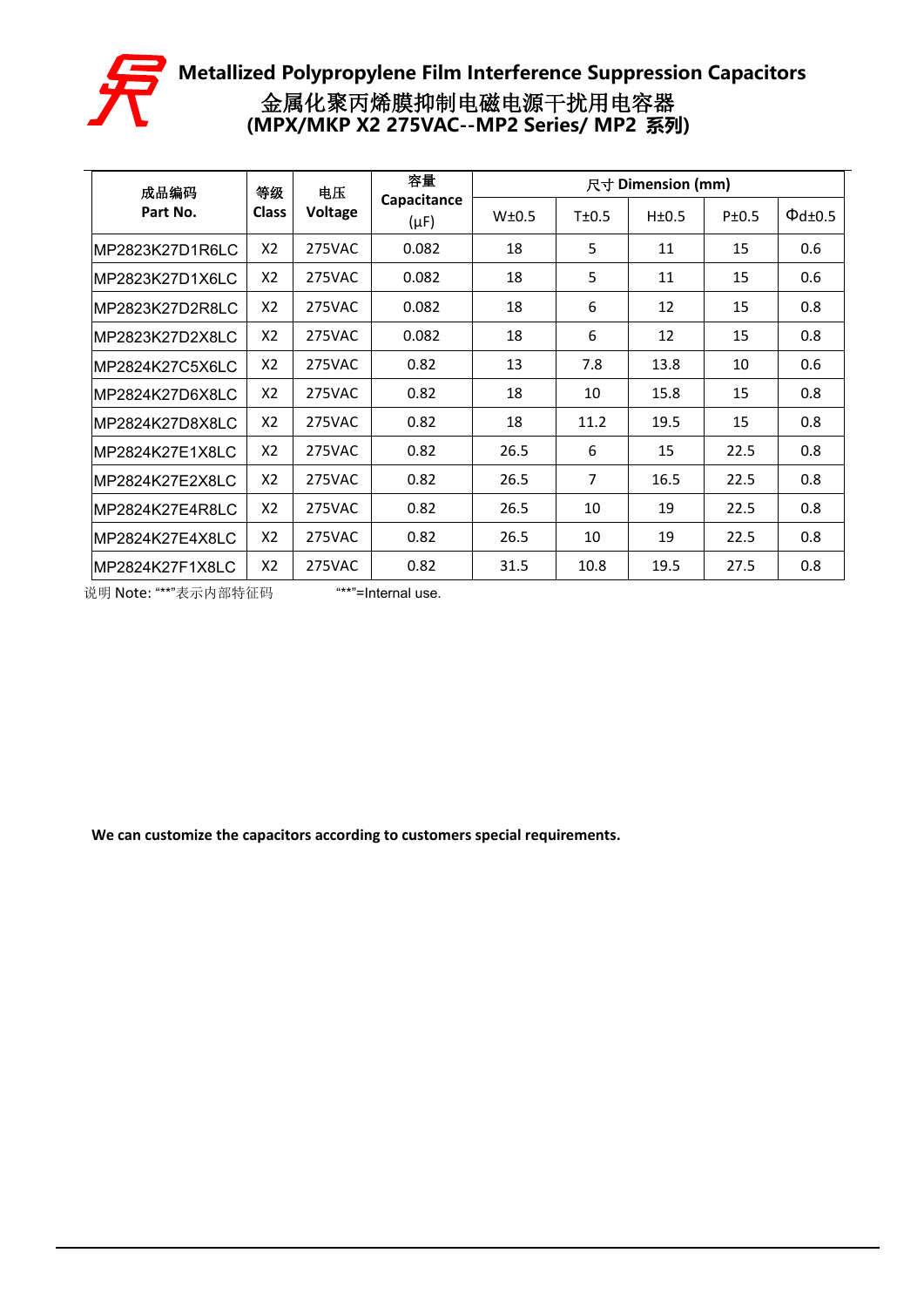# Metallized Polypropylene Film Interference Suppression Capacitors
# 金属化聚丙烯膜抑制电磁电源干扰用电容器
## (MPX/MKP X2 275VAC--MP2 Series/ MP2 系列)

| 成品编码 Part No. | 等级 Class | 电压 Voltage | 容量 Capacitance (μF) | 尺寸 Dimension (mm) | | | | |
|---|---|---|---|---|---|---|---|---|
| | | | | W±0.5 | T±0.5 | H±0.5 | P±0.5 | Φd±0.5 |
| MP2823K27D1R6LC | X2 | 275VAC | 0.082 | 18 | 5 | 11 | 15 | 0.6 |
| MP2823K27D1X6LC | X2 | 275VAC | 0.082 | 18 | 5 | 11 | 15 | 0.6 |
| MP2823K27D2R8LC | X2 | 275VAC | 0.082 | 18 | 6 | 12 | 15 | 0.8 |
| MP2823K27D2X8LC | X2 | 275VAC | 0.082 | 18 | 6 | 12 | 15 | 0.8 |
| MP2824K27C5X6LC | X2 | 275VAC | 0.82 | 13 | 7.8 | 13.8 | 10 | 0.6 |
| MP2824K27D6X8LC | X2 | 275VAC | 0.82 | 18 | 10 | 15.8 | 15 | 0.8 |
| MP2824K27D8X8LC | X2 | 275VAC | 0.82 | 18 | 11.2 | 19.5 | 15 | 0.8 |
| MP2824K27E1X8LC | X2 | 275VAC | 0.82 | 26.5 | 6 | 15 | 22.5 | 0.8 |
| MP2824K27E2X8LC | X2 | 275VAC | 0.82 | 26.5 | 7 | 16.5 | 22.5 | 0.8 |
| MP2824K27E4R8LC | X2 | 275VAC | 0.82 | 26.5 | 10 | 19 | 22.5 | 0.8 |
| MP2824K27E4X8LC | X2 | 275VAC | 0.82 | 26.5 | 10 | 19 | 22.5 | 0.8 |
| MP2824K27F1X8LC | X2 | 275VAC | 0.82 | 31.5 | 10.8 | 19.5 | 27.5 | 0.8 |

说明 Note: "**"表示内部特征码 "**"=Internal use.

**We can customize the capacitors according to customers special requirements.**